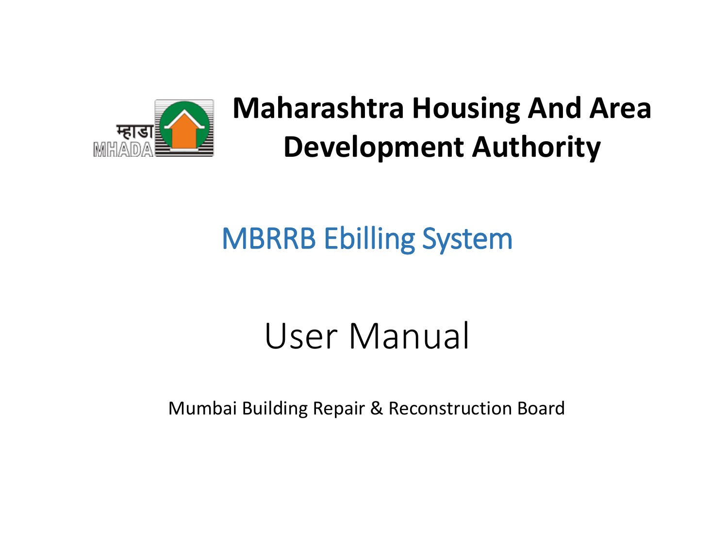# Maharashtra Housing And Area Development Authority

## MBRRB Ebilling System

# User Manual

Mumbai Building Repair & Reconstruction Board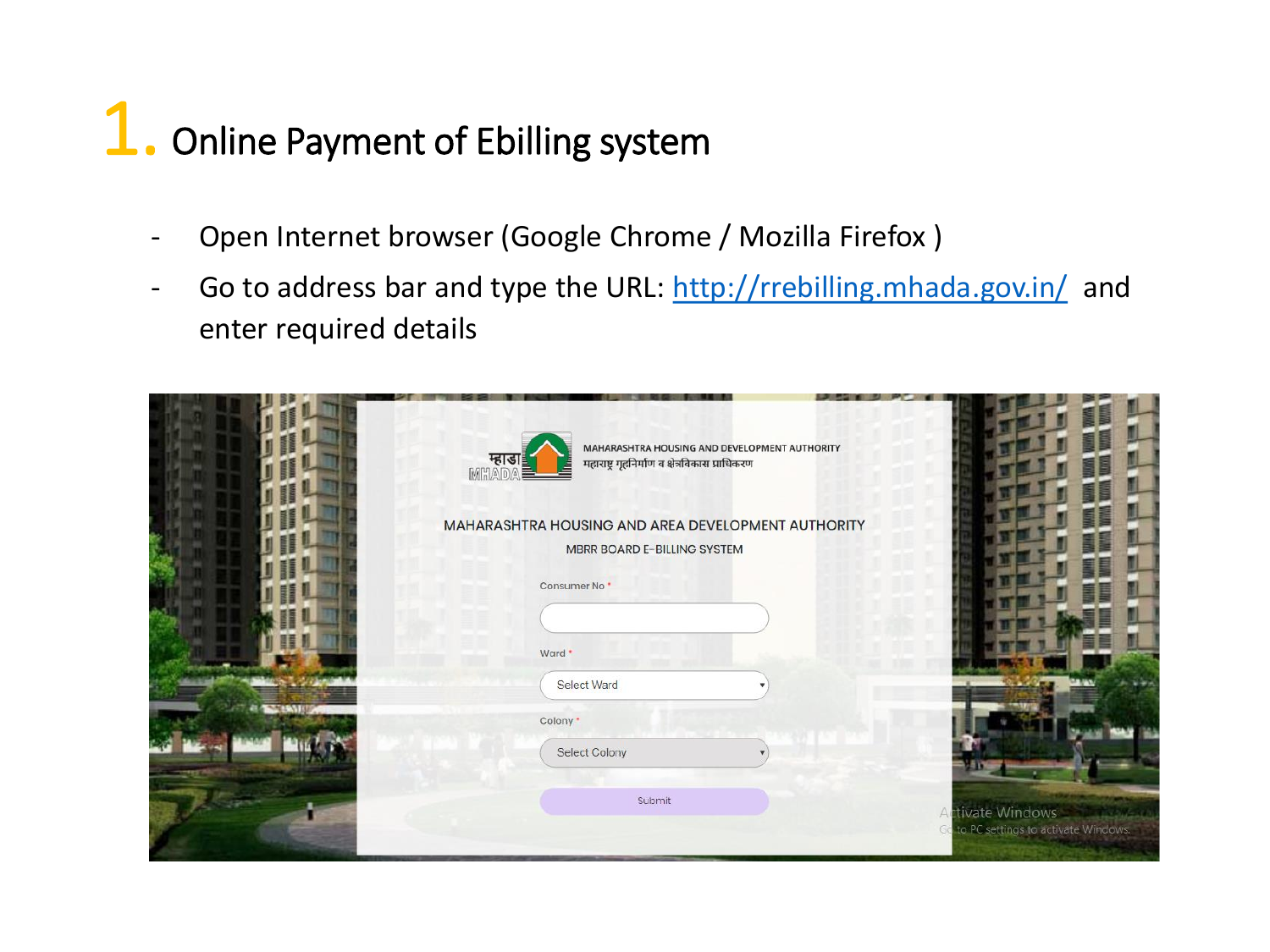# 1. Online Payment of Ebilling system

- Open Internet browser (Google Chrome / Mozilla Firefox )
- Go to address bar and type the URL: http://rrebilling.mhada.gov.in/ and enter required details

MAHARASHTRA HOUSING AND DEVELOPMENT AUTHORITY
महाराष्ट्र गृहनिर्माण व क्षेत्रविकास प्राधिकरण

MAHARASHTRA HOUSING AND AREA DEVELOPMENT AUTHORITY

MBRR BOARD E-BILLING SYSTEM

Consumer No *

Ward *

Select Ward

Colony *

Select Colony

Submit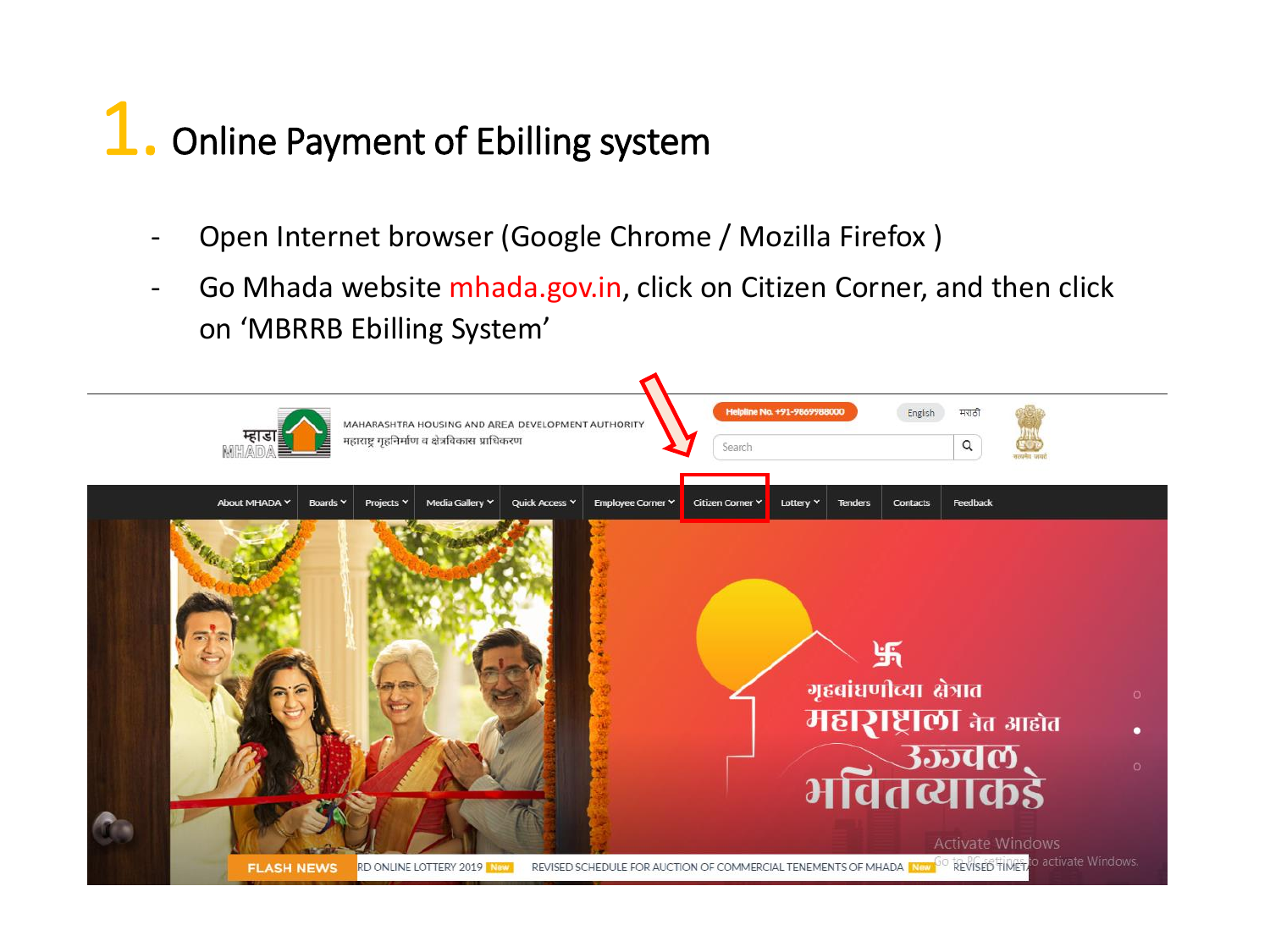# 1. Online Payment of Ebilling system

- Open Internet browser (Google Chrome / Mozilla Firefox )
- Go Mhada website mhada.gov.in, click on Citizen Corner, and then click on 'MBRRB Ebilling System'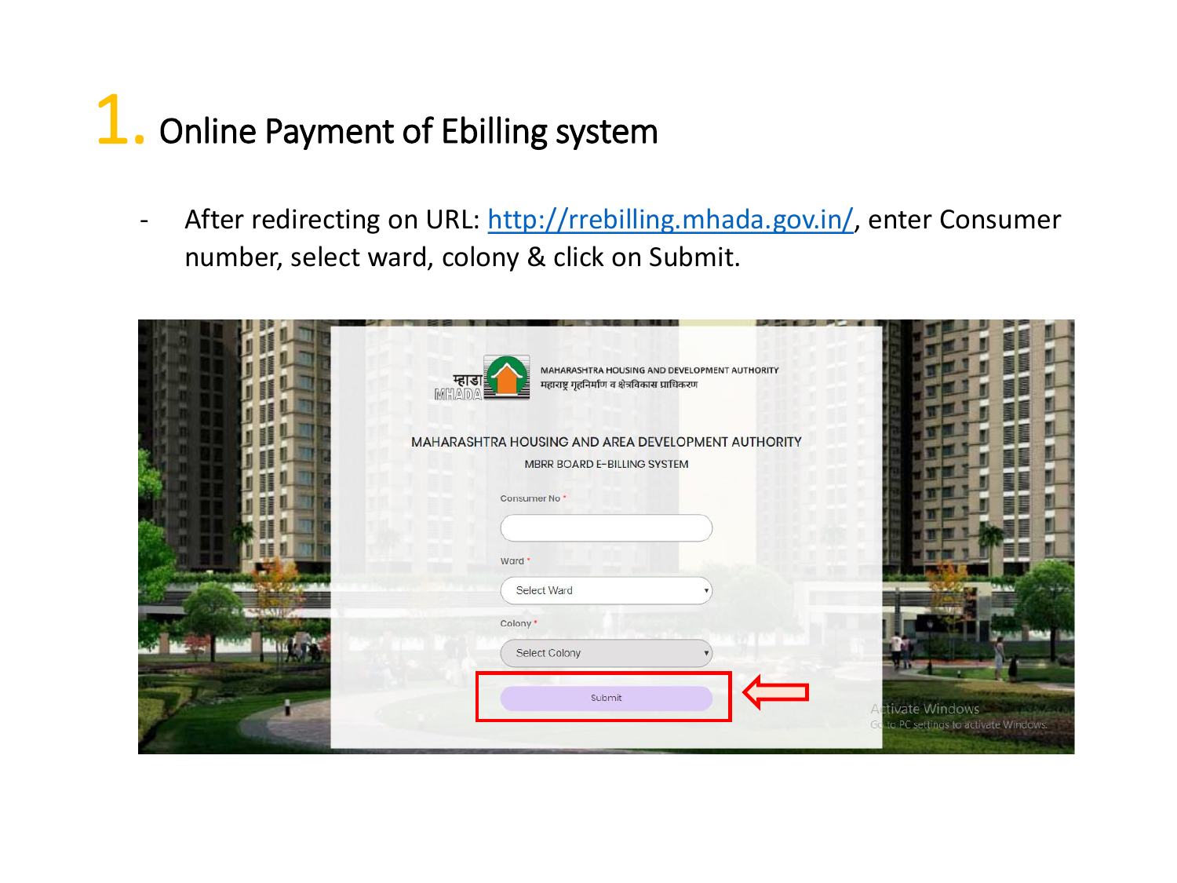# 1. Online Payment of Ebilling system

- After redirecting on URL: [http://rrebilling.mhada.gov.in/](http://rrebilling.mhada.gov.in/), enter Consumer number, select ward, colony & click on Submit.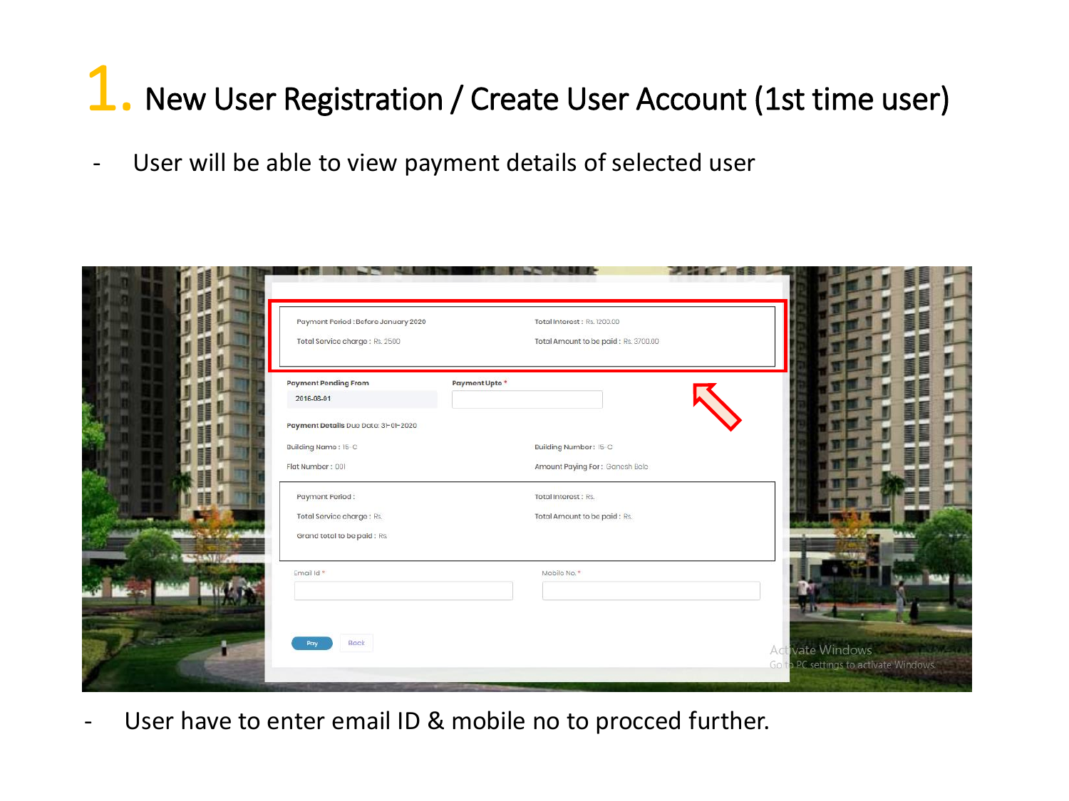# 1. New User Registration / Create User Account (1st time user)

- User will be able to view payment details of selected user

Payment Period : Before January 2020

Total Interest : Rs. 1200.00

Total Service charge : Rs. 2500

Total Amount to be paid : Rs. 3700.00

Payment Pending From: 2016-08-01

Payment Upto *

Payment Details Due Date: 31-01-2020

Building Name : 15-C

Building Number : 15-C

Flat Number : 001

Amount Paying For : Ganesh Bole

Payment Period :

Total Interest : Rs.

Total Service charge : Rs.

Total Amount to be paid : Rs.

Grand total to be paid : Rs.

Email Id *

Mobile No. *

Pay Back

- User have to enter email ID & mobile no to procced further.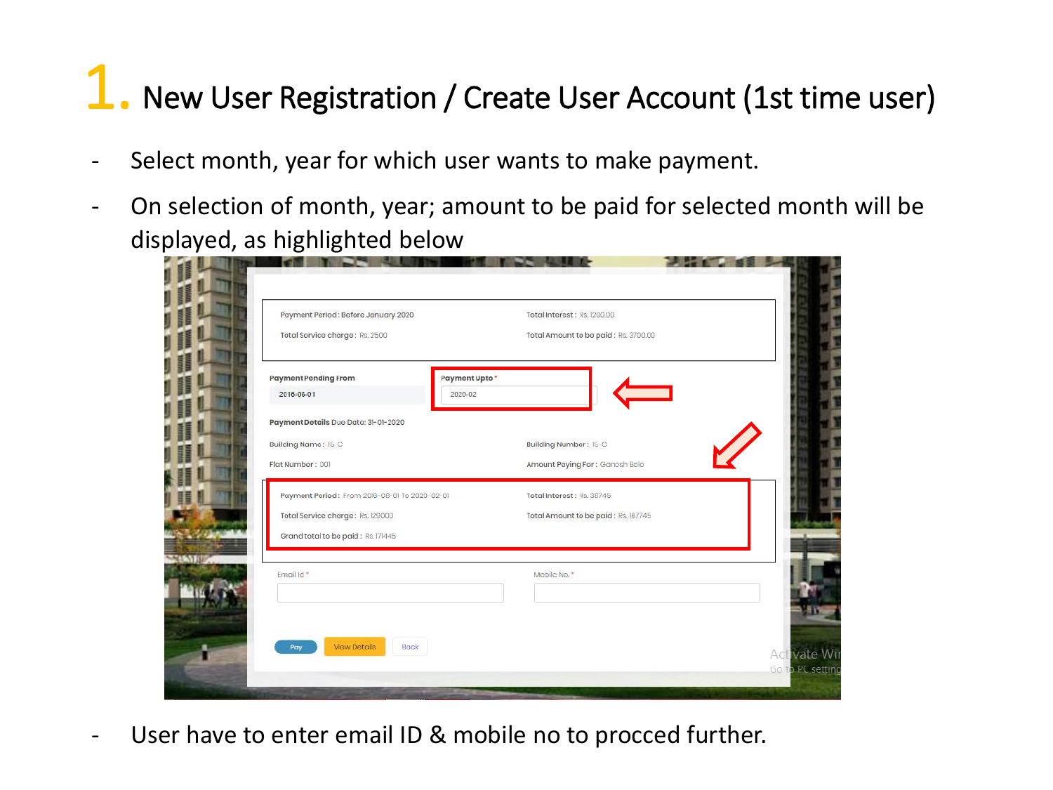# 1. New User Registration / Create User Account (1st time user)

- Select month, year for which user wants to make payment.
- On selection of month, year; amount to be paid for selected month will be displayed, as highlighted below

Payment Period : Before January 2020

Total Interest : Rs. 1200.00

Total Service charge : Rs. 2500

Total Amount to be paid : Rs. 3700.00

Payment Pending From: 2016-08-01

Payment Upto *: 2020-02

Payment Details Due Date: 31-01-2020

Building Name : 15-C

Building Number : 15-C

Flat Number : 001

Amount Paying For : Ganesh Bole

Payment Period : From 2016-08-01 To 2020-02-01

Total Interest : Rs. 38745

Total Service charge : Rs. 129000

Total Amount to be paid : Rs. 167745

Grand total to be paid : Rs. 171445

Email Id *

Mobile No. *

Pay | View Details | Back

- User have to enter email ID & mobile no to procced further.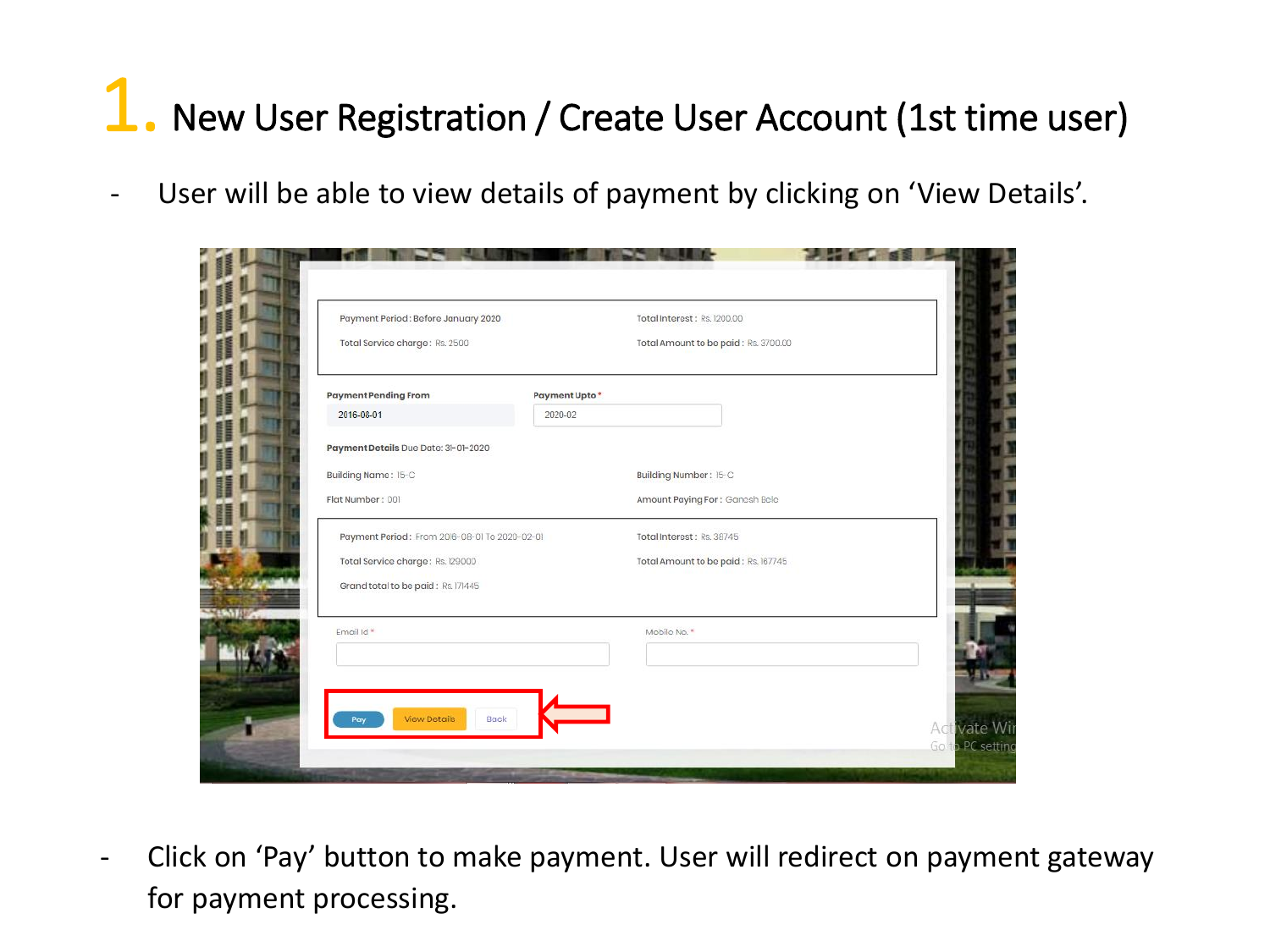# 1. New User Registration / Create User Account (1st time user)

- User will be able to view details of payment by clicking on 'View Details'.

Payment Period : Before January 2020

Total Interest : Rs. 1200.00

Total Service charge : Rs. 2500

Total Amount to be paid : Rs. 3700.00

Payment Pending From: 2016-08-01

Payment Upto*: 2020-02

Payment Details Due Date: 31-01-2020

Building Name : 15-C

Building Number : 15-C

Flat Number : 001

Amount Paying For : Ganesh Bole

Payment Period : From 2016-08-01 To 2020-02-01

Total Interest : Rs. 38745

Total Service charge : Rs. 129000

Total Amount to be paid : Rs. 167745

Grand total to be paid : Rs. 171445

Email Id *

Mobile No. *

Pay | View Details | Back

- Click on 'Pay' button to make payment. User will redirect on payment gateway for payment processing.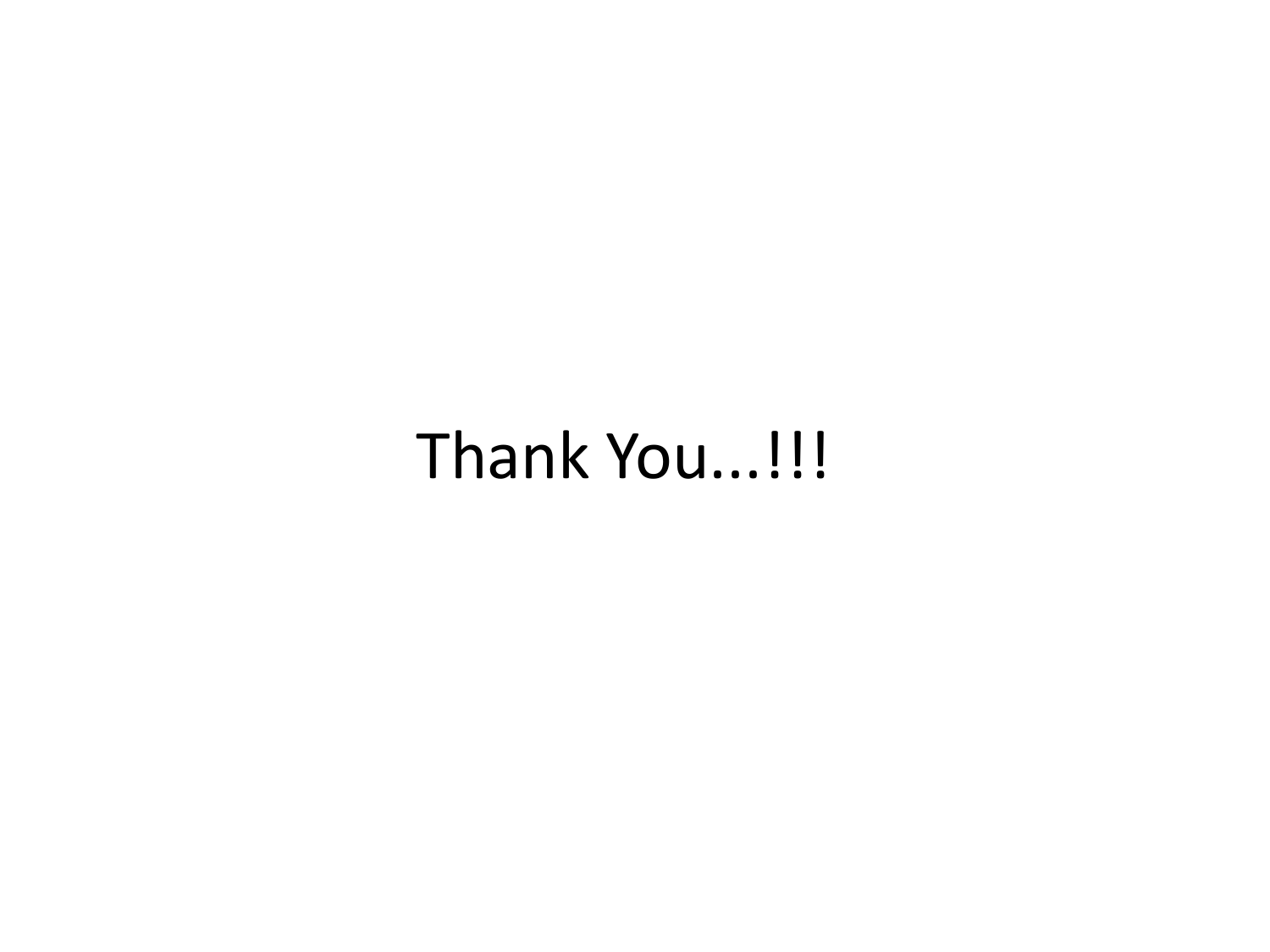Thank You...!!!